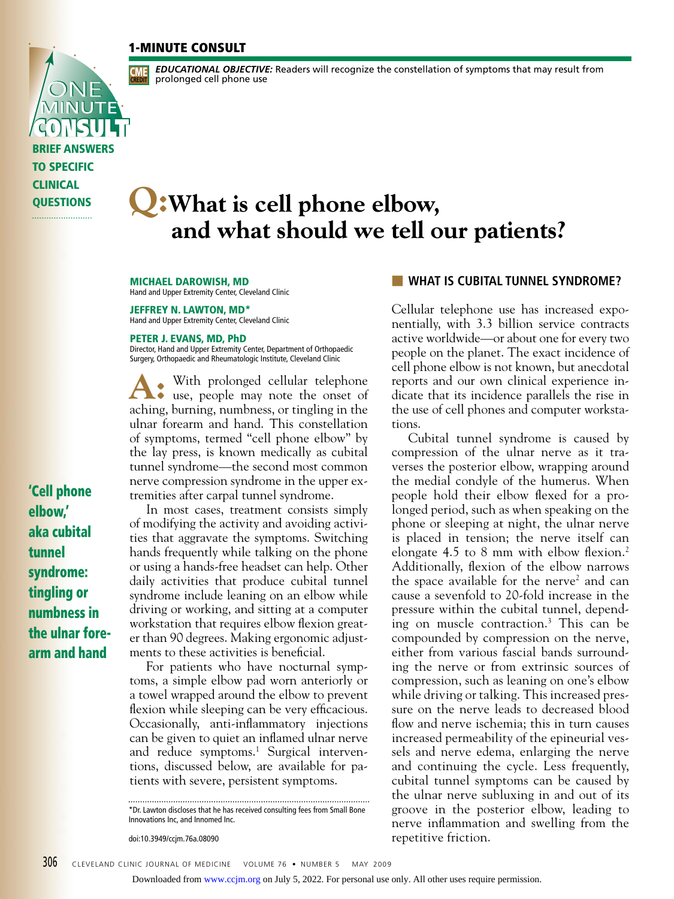## 1-MINUTE CONSULT

**CME CREDIT** ***EDUCATIONAL OBJECTIVE:*** Readers will recognize the constellation of symptoms that may result from prolonged cell phone use

ONE MINUTE CONSULT

**BRIEF ANSWERS TO SPECIFIC CLINICAL QUESTIONS**

# Q: What is cell phone elbow, and what should we tell our patients?

**MICHAEL DAROWISH, MD**
Hand and Upper Extremity Center, Cleveland Clinic

**JEFFREY N. LAWTON, MD***
Hand and Upper Extremity Center, Cleveland Clinic

**PETER J. EVANS, MD, PhD**
Director, Hand and Upper Extremity Center, Department of Orthopaedic Surgery, Orthopaedic and Rheumatologic Institute, Cleveland Clinic

**A:** With prolonged cellular telephone use, people may note the onset of aching, burning, numbness, or tingling in the ulnar forearm and hand. This constellation of symptoms, termed "cell phone elbow" by the lay press, is known medically as cubital tunnel syndrome—the second most common nerve compression syndrome in the upper extremities after carpal tunnel syndrome.

In most cases, treatment consists simply of modifying the activity and avoiding activities that aggravate the symptoms. Switching hands frequently while talking on the phone or using a hands-free headset can help. Other daily activities that produce cubital tunnel syndrome include leaning on an elbow while driving or working, and sitting at a computer workstation that requires elbow flexion greater than 90 degrees. Making ergonomic adjustments to these activities is beneficial.

For patients who have nocturnal symptoms, a simple elbow pad worn anteriorly or a towel wrapped around the elbow to prevent flexion while sleeping can be very efficacious. Occasionally, anti-inflammatory injections can be given to quiet an inflamed ulnar nerve and reduce symptoms.[1] Surgical interventions, discussed below, are available for patients with severe, persistent symptoms.

**'Cell phone elbow,' aka cubital tunnel syndrome: tingling or numbness in the ulnar forearm and hand**

*Dr. Lawton discloses that he has received consulting fees from Small Bone Innovations Inc, and Innomed Inc.

doi:10.3949/ccjm.76a.08090

## WHAT IS CUBITAL TUNNEL SYNDROME?

Cellular telephone use has increased exponentially, with 3.3 billion service contracts active worldwide—or about one for every two people on the planet. The exact incidence of cell phone elbow is not known, but anecdotal reports and our own clinical experience indicate that its incidence parallels the rise in the use of cell phones and computer workstations.

Cubital tunnel syndrome is caused by compression of the ulnar nerve as it traverses the posterior elbow, wrapping around the medial condyle of the humerus. When people hold their elbow flexed for a prolonged period, such as when speaking on the phone or sleeping at night, the ulnar nerve is placed in tension; the nerve itself can elongate 4.5 to 8 mm with elbow flexion.[2] Additionally, flexion of the elbow narrows the space available for the nerve[2] and can cause a sevenfold to 20-fold increase in the pressure within the cubital tunnel, depending on muscle contraction.[3] This can be compounded by compression on the nerve, either from various fascial bands surrounding the nerve or from extrinsic sources of compression, such as leaning on one's elbow while driving or talking. This increased pressure on the nerve leads to decreased blood flow and nerve ischemia; this in turn causes increased permeability of the epineurial vessels and nerve edema, enlarging the nerve and continuing the cycle. Less frequently, cubital tunnel symptoms can be caused by the ulnar nerve subluxing in and out of its groove in the posterior elbow, leading to nerve inflammation and swelling from the repetitive friction.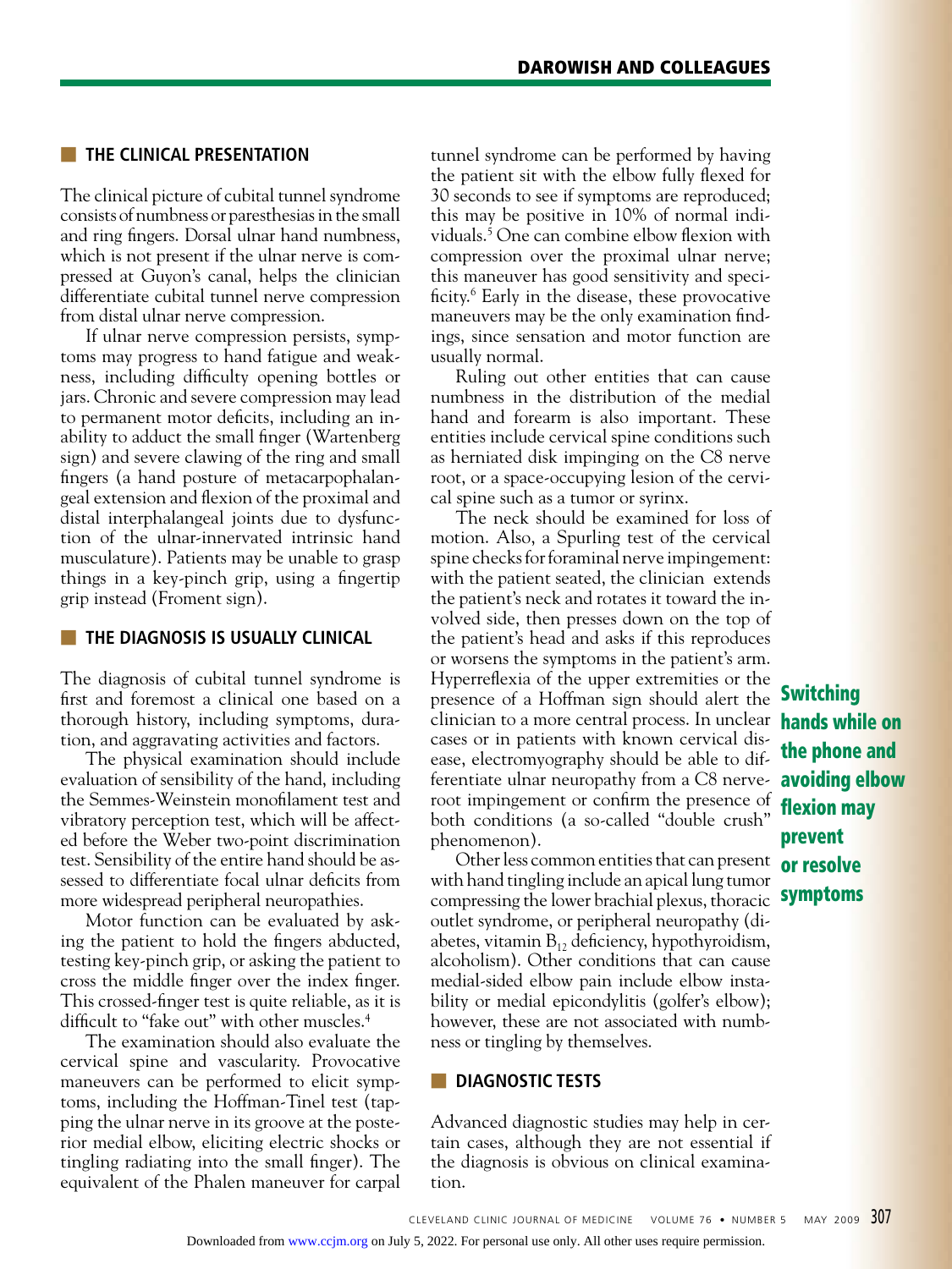## THE CLINICAL PRESENTATION

The clinical picture of cubital tunnel syndrome consists of numbness or paresthesias in the small and ring fingers. Dorsal ulnar hand numbness, which is not present if the ulnar nerve is compressed at Guyon's canal, helps the clinician differentiate cubital tunnel nerve compression from distal ulnar nerve compression.

If ulnar nerve compression persists, symptoms may progress to hand fatigue and weakness, including difficulty opening bottles or jars. Chronic and severe compression may lead to permanent motor deficits, including an inability to adduct the small finger (Wartenberg sign) and severe clawing of the ring and small fingers (a hand posture of metacarpophalangeal extension and flexion of the proximal and distal interphalangeal joints due to dysfunction of the ulnar-innervated intrinsic hand musculature). Patients may be unable to grasp things in a key-pinch grip, using a fingertip grip instead (Froment sign).

## THE DIAGNOSIS IS USUALLY CLINICAL

The diagnosis of cubital tunnel syndrome is first and foremost a clinical one based on a thorough history, including symptoms, duration, and aggravating activities and factors.

The physical examination should include evaluation of sensibility of the hand, including the Semmes-Weinstein monofilament test and vibratory perception test, which will be affected before the Weber two-point discrimination test. Sensibility of the entire hand should be assessed to differentiate focal ulnar deficits from more widespread peripheral neuropathies.

Motor function can be evaluated by asking the patient to hold the fingers abducted, testing key-pinch grip, or asking the patient to cross the middle finger over the index finger. This crossed-finger test is quite reliable, as it is difficult to "fake out" with other muscles.[4]

The examination should also evaluate the cervical spine and vascularity. Provocative maneuvers can be performed to elicit symptoms, including the Hoffman-Tinel test (tapping the ulnar nerve in its groove at the posterior medial elbow, eliciting electric shocks or tingling radiating into the small finger). The equivalent of the Phalen maneuver for carpal tunnel syndrome can be performed by having the patient sit with the elbow fully flexed for 30 seconds to see if symptoms are reproduced; this may be positive in 10% of normal individuals.[5] One can combine elbow flexion with compression over the proximal ulnar nerve; this maneuver has good sensitivity and specificity.[6] Early in the disease, these provocative maneuvers may be the only examination findings, since sensation and motor function are usually normal.

Ruling out other entities that can cause numbness in the distribution of the medial hand and forearm is also important. These entities include cervical spine conditions such as herniated disk impinging on the C8 nerve root, or a space-occupying lesion of the cervical spine such as a tumor or syrinx.

The neck should be examined for loss of motion. Also, a Spurling test of the cervical spine checks for foraminal nerve impingement: with the patient seated, the clinician extends the patient's neck and rotates it toward the involved side, then presses down on the top of the patient's head and asks if this reproduces or worsens the symptoms in the patient's arm. Hyperreflexia of the upper extremities or the presence of a Hoffman sign should alert the clinician to a more central process. In unclear cases or in patients with known cervical disease, electromyography should be able to differentiate ulnar neuropathy from a C8 nerve-root impingement or confirm the presence of both conditions (a so-called "double crush" phenomenon).

**Switching hands while on the phone and avoiding elbow flexion may prevent or resolve symptoms**

Other less common entities that can present with hand tingling include an apical lung tumor compressing the lower brachial plexus, thoracic outlet syndrome, or peripheral neuropathy (diabetes, vitamin $B_{12}$ deficiency, hypothyroidism, alcoholism). Other conditions that can cause medial-sided elbow pain include elbow instability or medial epicondylitis (golfer's elbow); however, these are not associated with numbness or tingling by themselves.

## DIAGNOSTIC TESTS

Advanced diagnostic studies may help in certain cases, although they are not essential if the diagnosis is obvious on clinical examination.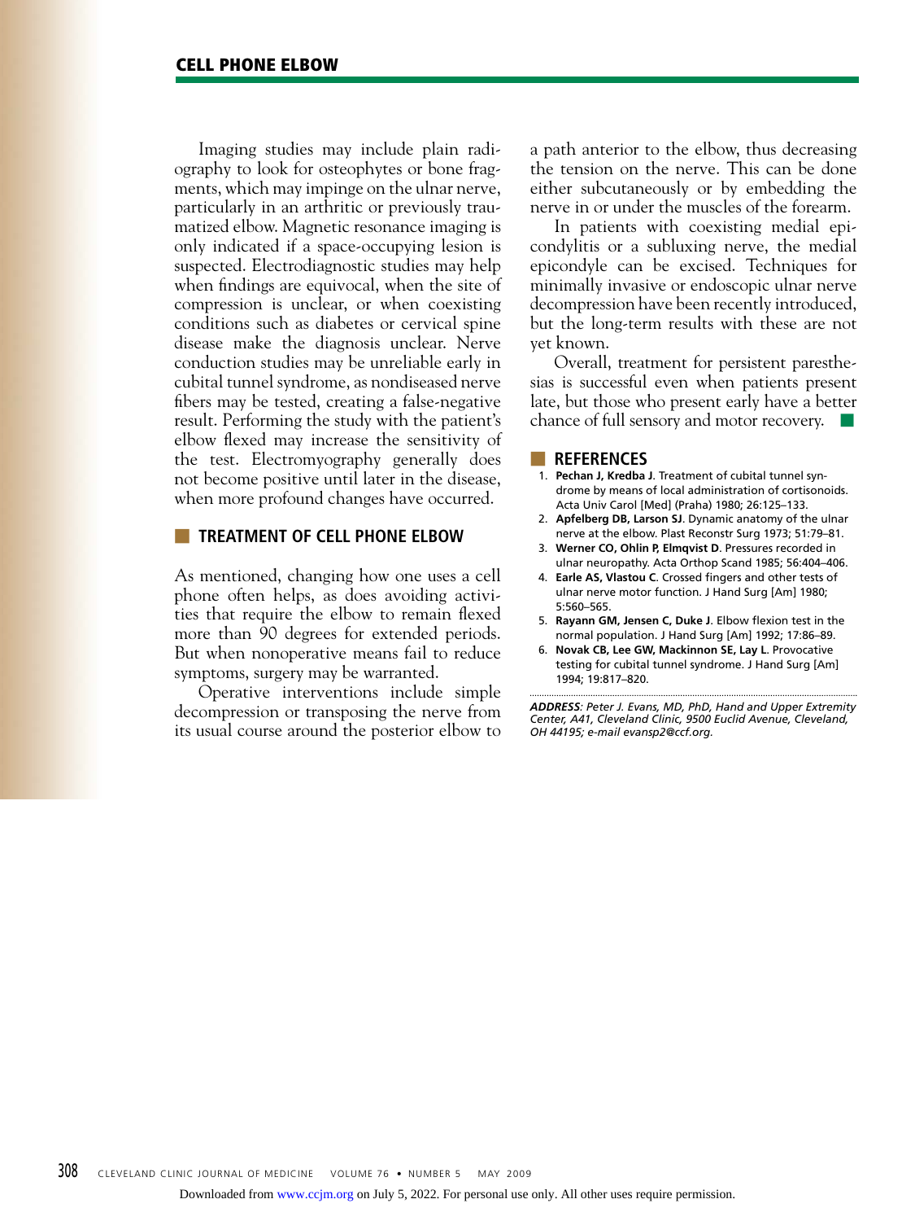Imaging studies may include plain radiography to look for osteophytes or bone fragments, which may impinge on the ulnar nerve, particularly in an arthritic or previously traumatized elbow. Magnetic resonance imaging is only indicated if a space-occupying lesion is suspected. Electrodiagnostic studies may help when findings are equivocal, when the site of compression is unclear, or when coexisting conditions such as diabetes or cervical spine disease make the diagnosis unclear. Nerve conduction studies may be unreliable early in cubital tunnel syndrome, as nondiseased nerve fibers may be tested, creating a false-negative result. Performing the study with the patient's elbow flexed may increase the sensitivity of the test. Electromyography generally does not become positive until later in the disease, when more profound changes have occurred.

## TREATMENT OF CELL PHONE ELBOW

As mentioned, changing how one uses a cell phone often helps, as does avoiding activities that require the elbow to remain flexed more than 90 degrees for extended periods. But when nonoperative means fail to reduce symptoms, surgery may be warranted.

Operative interventions include simple decompression or transposing the nerve from its usual course around the posterior elbow to a path anterior to the elbow, thus decreasing the tension on the nerve. This can be done either subcutaneously or by embedding the nerve in or under the muscles of the forearm.

In patients with coexisting medial epicondylitis or a subluxing nerve, the medial epicondyle can be excised. Techniques for minimally invasive or endoscopic ulnar nerve decompression have been recently introduced, but the long-term results with these are not yet known.

Overall, treatment for persistent paresthesias is successful even when patients present late, but those who present early have a better chance of full sensory and motor recovery. ■

## REFERENCES

1. **Pechan J, Kredba J**. Treatment of cubital tunnel syndrome by means of local administration of cortisonoids. Acta Univ Carol [Med] (Praha) 1980; 26:125–133.
2. **Apfelberg DB, Larson SJ**. Dynamic anatomy of the ulnar nerve at the elbow. Plast Reconstr Surg 1973; 51:79–81.
3. **Werner CO, Ohlin P, Elmqvist D**. Pressures recorded in ulnar neuropathy. Acta Orthop Scand 1985; 56:404–406.
4. **Earle AS, Vlastou C**. Crossed fingers and other tests of ulnar nerve motor function. J Hand Surg [Am] 1980; 5:560–565.
5. **Rayann GM, Jensen C, Duke J**. Elbow flexion test in the normal population. J Hand Surg [Am] 1992; 17:86–89.
6. **Novak CB, Lee GW, Mackinnon SE, Lay L**. Provocative testing for cubital tunnel syndrome. J Hand Surg [Am] 1994; 19:817–820.

*ADDRESS: Peter J. Evans, MD, PhD, Hand and Upper Extremity Center, A41, Cleveland Clinic, 9500 Euclid Avenue, Cleveland, OH 44195; e-mail evansp2@ccf.org.*